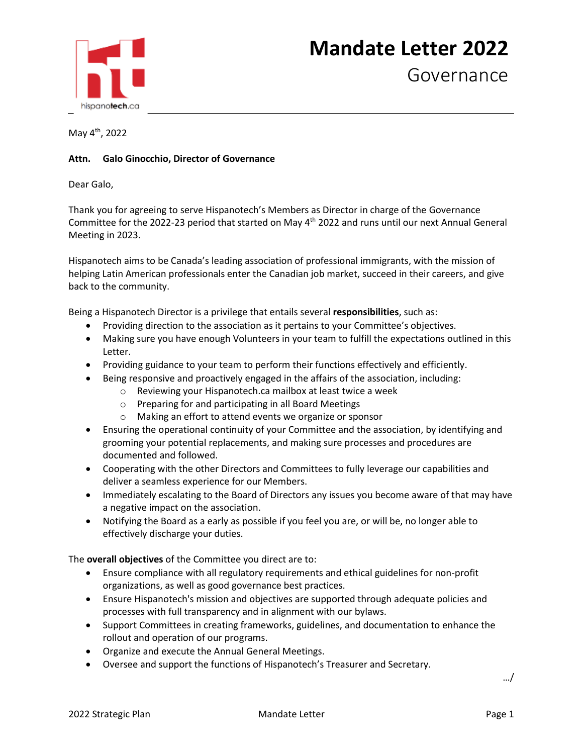# Mandate Letter 2022

## Governance

May 4th, 2022

**Attn. Galo Ginocchio, Director of Governance**

Dear Galo,

Thank you for agreeing to serve Hispanotech's Members as Director in charge of the Governance Committee for the 2022-23 period that started on May 4th 2022 and runs until our next Annual General Meeting in 2023.

Hispanotech aims to be Canada's leading association of professional immigrants, with the mission of helping Latin American professionals enter the Canadian job market, succeed in their careers, and give back to the community.

Being a Hispanotech Director is a privilege that entails several **responsibilities**, such as:

- Providing direction to the association as it pertains to your Committee's objectives.
- Making sure you have enough Volunteers in your team to fulfill the expectations outlined in this Letter.
- Providing guidance to your team to perform their functions effectively and efficiently.
- Being responsive and proactively engaged in the affairs of the association, including:
  - Reviewing your Hispanotech.ca mailbox at least twice a week
  - Preparing for and participating in all Board Meetings
  - Making an effort to attend events we organize or sponsor
- Ensuring the operational continuity of your Committee and the association, by identifying and grooming your potential replacements, and making sure processes and procedures are documented and followed.
- Cooperating with the other Directors and Committees to fully leverage our capabilities and deliver a seamless experience for our Members.
- Immediately escalating to the Board of Directors any issues you become aware of that may have a negative impact on the association.
- Notifying the Board as a early as possible if you feel you are, or will be, no longer able to effectively discharge your duties.

The **overall objectives** of the Committee you direct are to:

- Ensure compliance with all regulatory requirements and ethical guidelines for non-profit organizations, as well as good governance best practices.
- Ensure Hispanotech's mission and objectives are supported through adequate policies and processes with full transparency and in alignment with our bylaws.
- Support Committees in creating frameworks, guidelines, and documentation to enhance the rollout and operation of our programs.
- Organize and execute the Annual General Meetings.
- Oversee and support the functions of Hispanotech's Treasurer and Secretary.

…/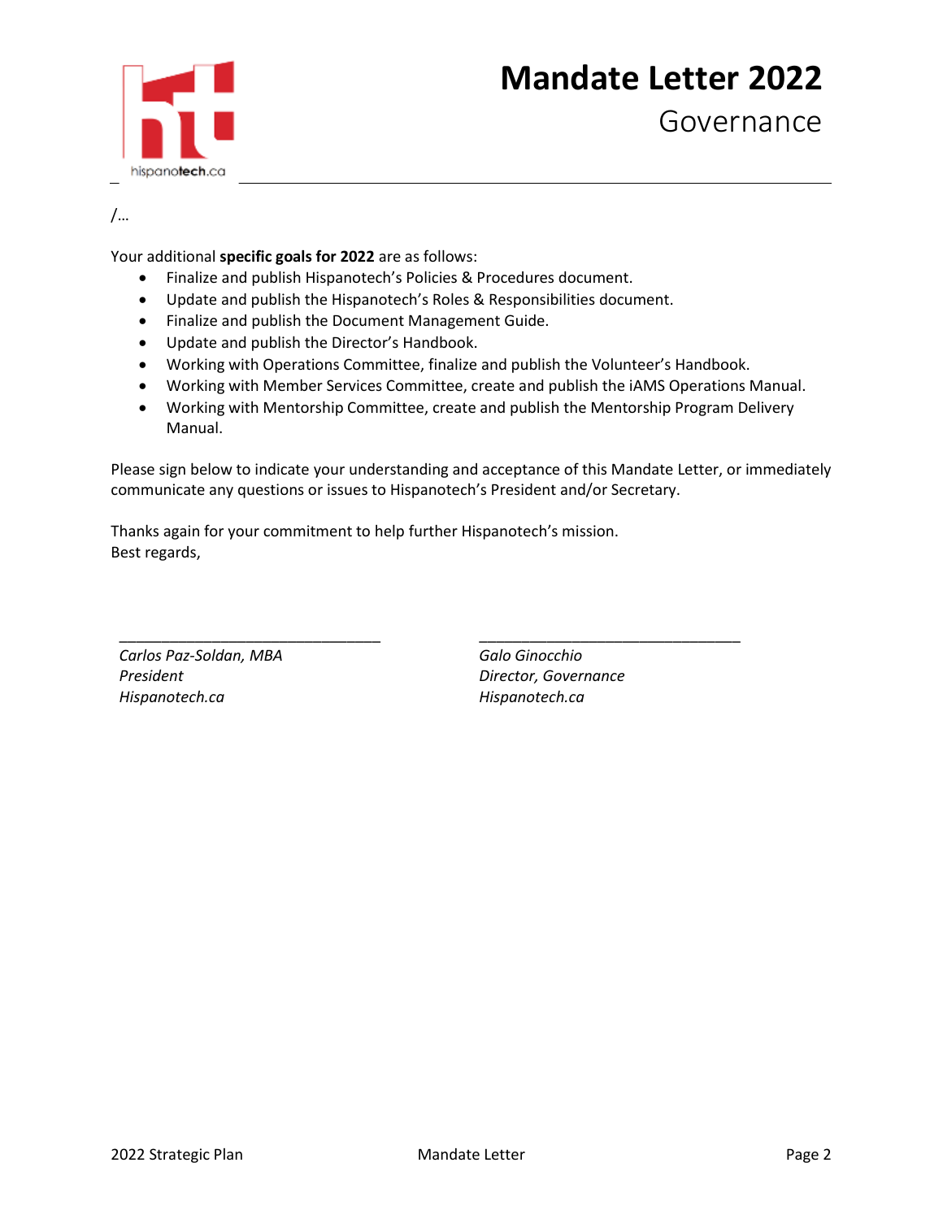# Mandate Letter 2022

## Governance

/…

Your additional **specific goals for 2022** are as follows:

- Finalize and publish Hispanotech's Policies & Procedures document.
- Update and publish the Hispanotech's Roles & Responsibilities document.
- Finalize and publish the Document Management Guide.
- Update and publish the Director's Handbook.
- Working with Operations Committee, finalize and publish the Volunteer's Handbook.
- Working with Member Services Committee, create and publish the iAMS Operations Manual.
- Working with Mentorship Committee, create and publish the Mentorship Program Delivery Manual.

Please sign below to indicate your understanding and acceptance of this Mandate Letter, or immediately communicate any questions or issues to Hispanotech's President and/or Secretary.

Thanks again for your commitment to help further Hispanotech's mission.
Best regards,

______________________________

*Carlos Paz-Soldan, MBA*
*President*
*Hispanotech.ca*

______________________________

*Galo Ginocchio*
*Director, Governance*
*Hispanotech.ca*